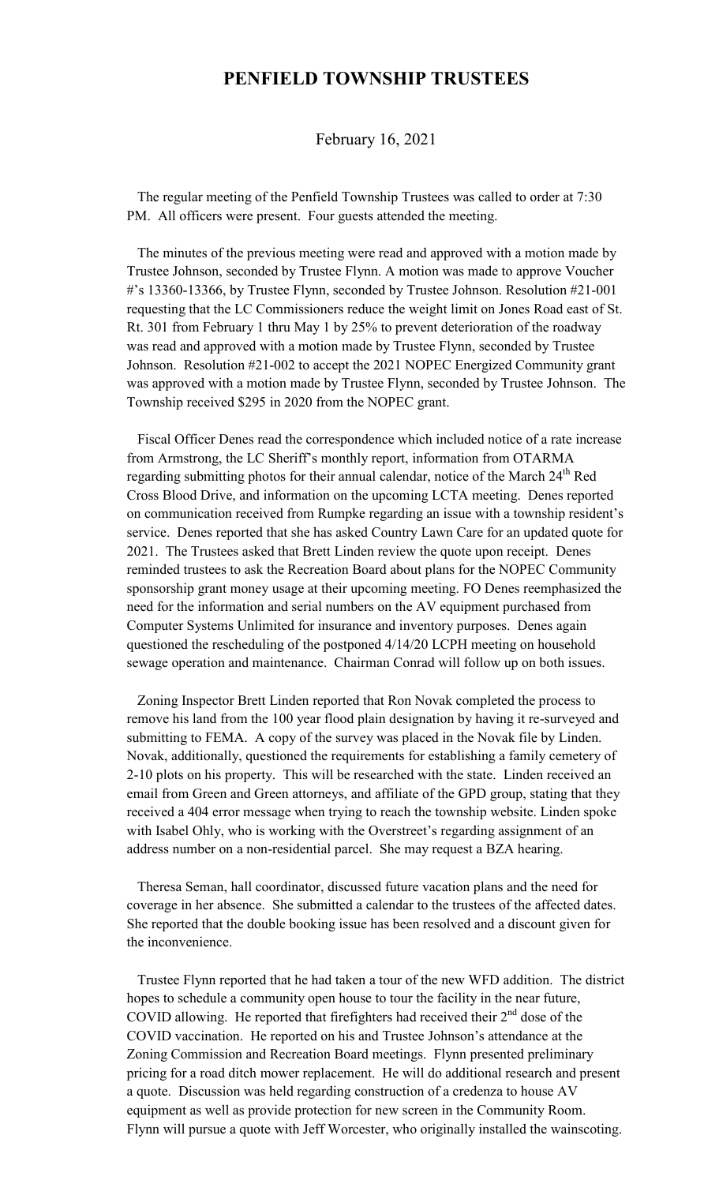# PENFIELD TOWNSHIP TRUSTEES

February 16, 2021

The regular meeting of the Penfield Township Trustees was called to order at 7:30 PM. All officers were present. Four guests attended the meeting.

The minutes of the previous meeting were read and approved with a motion made by Trustee Johnson, seconded by Trustee Flynn. A motion was made to approve Voucher #'s 13360-13366, by Trustee Flynn, seconded by Trustee Johnson. Resolution #21-001 requesting that the LC Commissioners reduce the weight limit on Jones Road east of St. Rt. 301 from February 1 thru May 1 by 25% to prevent deterioration of the roadway was read and approved with a motion made by Trustee Flynn, seconded by Trustee Johnson. Resolution #21-002 to accept the 2021 NOPEC Energized Community grant was approved with a motion made by Trustee Flynn, seconded by Trustee Johnson. The Township received $295 in 2020 from the NOPEC grant.

Fiscal Officer Denes read the correspondence which included notice of a rate increase from Armstrong, the LC Sheriff's monthly report, information from OTARMA regarding submitting photos for their annual calendar, notice of the March 24th Red Cross Blood Drive, and information on the upcoming LCTA meeting. Denes reported on communication received from Rumpke regarding an issue with a township resident's service. Denes reported that she has asked Country Lawn Care for an updated quote for 2021. The Trustees asked that Brett Linden review the quote upon receipt. Denes reminded trustees to ask the Recreation Board about plans for the NOPEC Community sponsorship grant money usage at their upcoming meeting. FO Denes reemphasized the need for the information and serial numbers on the AV equipment purchased from Computer Systems Unlimited for insurance and inventory purposes. Denes again questioned the rescheduling of the postponed 4/14/20 LCPH meeting on household sewage operation and maintenance. Chairman Conrad will follow up on both issues.

Zoning Inspector Brett Linden reported that Ron Novak completed the process to remove his land from the 100 year flood plain designation by having it re-surveyed and submitting to FEMA. A copy of the survey was placed in the Novak file by Linden. Novak, additionally, questioned the requirements for establishing a family cemetery of 2-10 plots on his property. This will be researched with the state. Linden received an email from Green and Green attorneys, and affiliate of the GPD group, stating that they received a 404 error message when trying to reach the township website. Linden spoke with Isabel Ohly, who is working with the Overstreet's regarding assignment of an address number on a non-residential parcel. She may request a BZA hearing.

Theresa Seman, hall coordinator, discussed future vacation plans and the need for coverage in her absence. She submitted a calendar to the trustees of the affected dates. She reported that the double booking issue has been resolved and a discount given for the inconvenience.

Trustee Flynn reported that he had taken a tour of the new WFD addition. The district hopes to schedule a community open house to tour the facility in the near future, COVID allowing. He reported that firefighters had received their 2nd dose of the COVID vaccination. He reported on his and Trustee Johnson's attendance at the Zoning Commission and Recreation Board meetings. Flynn presented preliminary pricing for a road ditch mower replacement. He will do additional research and present a quote. Discussion was held regarding construction of a credenza to house AV equipment as well as provide protection for new screen in the Community Room. Flynn will pursue a quote with Jeff Worcester, who originally installed the wainscoting.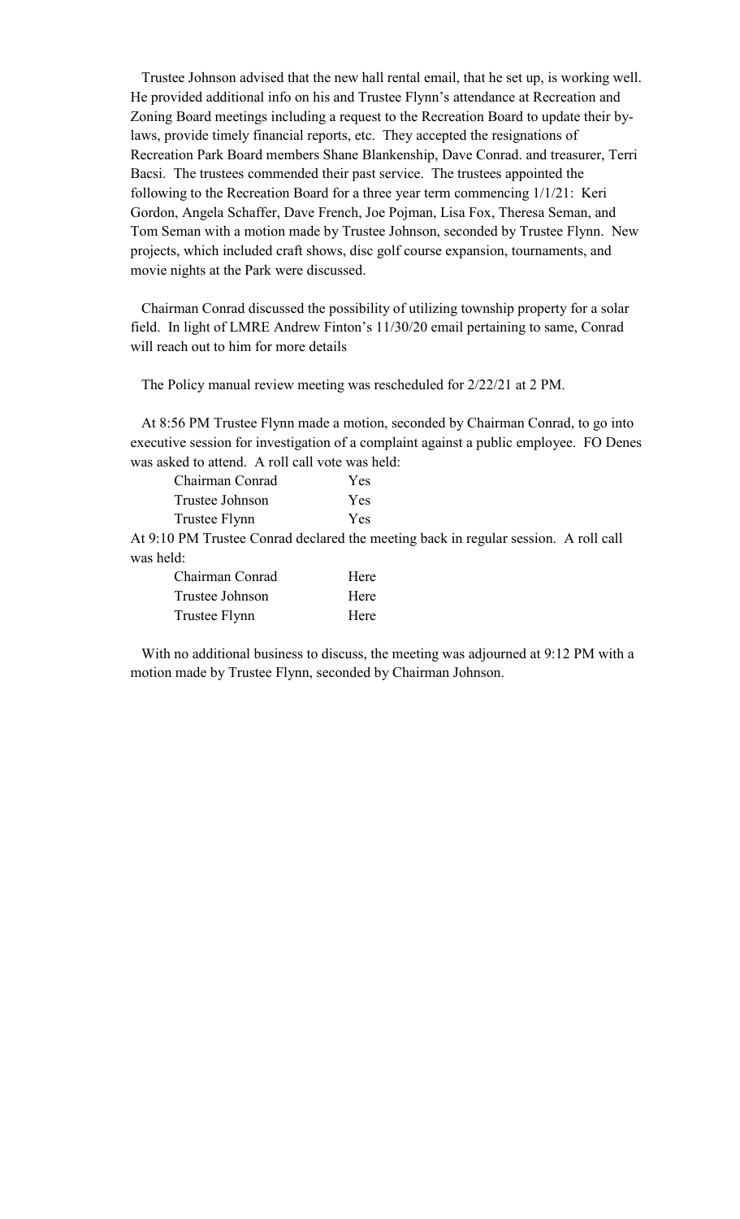Trustee Johnson advised that the new hall rental email, that he set up, is working well. He provided additional info on his and Trustee Flynn's attendance at Recreation and Zoning Board meetings including a request to the Recreation Board to update their by-laws, provide timely financial reports, etc. They accepted the resignations of Recreation Park Board members Shane Blankenship, Dave Conrad. and treasurer, Terri Bacsi. The trustees commended their past service. The trustees appointed the following to the Recreation Board for a three year term commencing 1/1/21: Keri Gordon, Angela Schaffer, Dave French, Joe Pojman, Lisa Fox, Theresa Seman, and Tom Seman with a motion made by Trustee Johnson, seconded by Trustee Flynn. New projects, which included craft shows, disc golf course expansion, tournaments, and movie nights at the Park were discussed.

Chairman Conrad discussed the possibility of utilizing township property for a solar field. In light of LMRE Andrew Finton's 11/30/20 email pertaining to same, Conrad will reach out to him for more details

The Policy manual review meeting was rescheduled for 2/22/21 at 2 PM.

At 8:56 PM Trustee Flynn made a motion, seconded by Chairman Conrad, to go into executive session for investigation of a complaint against a public employee. FO Denes was asked to attend. A roll call vote was held:

| | |
|---|---|
| Chairman Conrad | Yes |
| Trustee Johnson | Yes |
| Trustee Flynn | Yes |

At 9:10 PM Trustee Conrad declared the meeting back in regular session. A roll call was held:

| | |
|---|---|
| Chairman Conrad | Here |
| Trustee Johnson | Here |
| Trustee Flynn | Here |

With no additional business to discuss, the meeting was adjourned at 9:12 PM with a motion made by Trustee Flynn, seconded by Chairman Johnson.